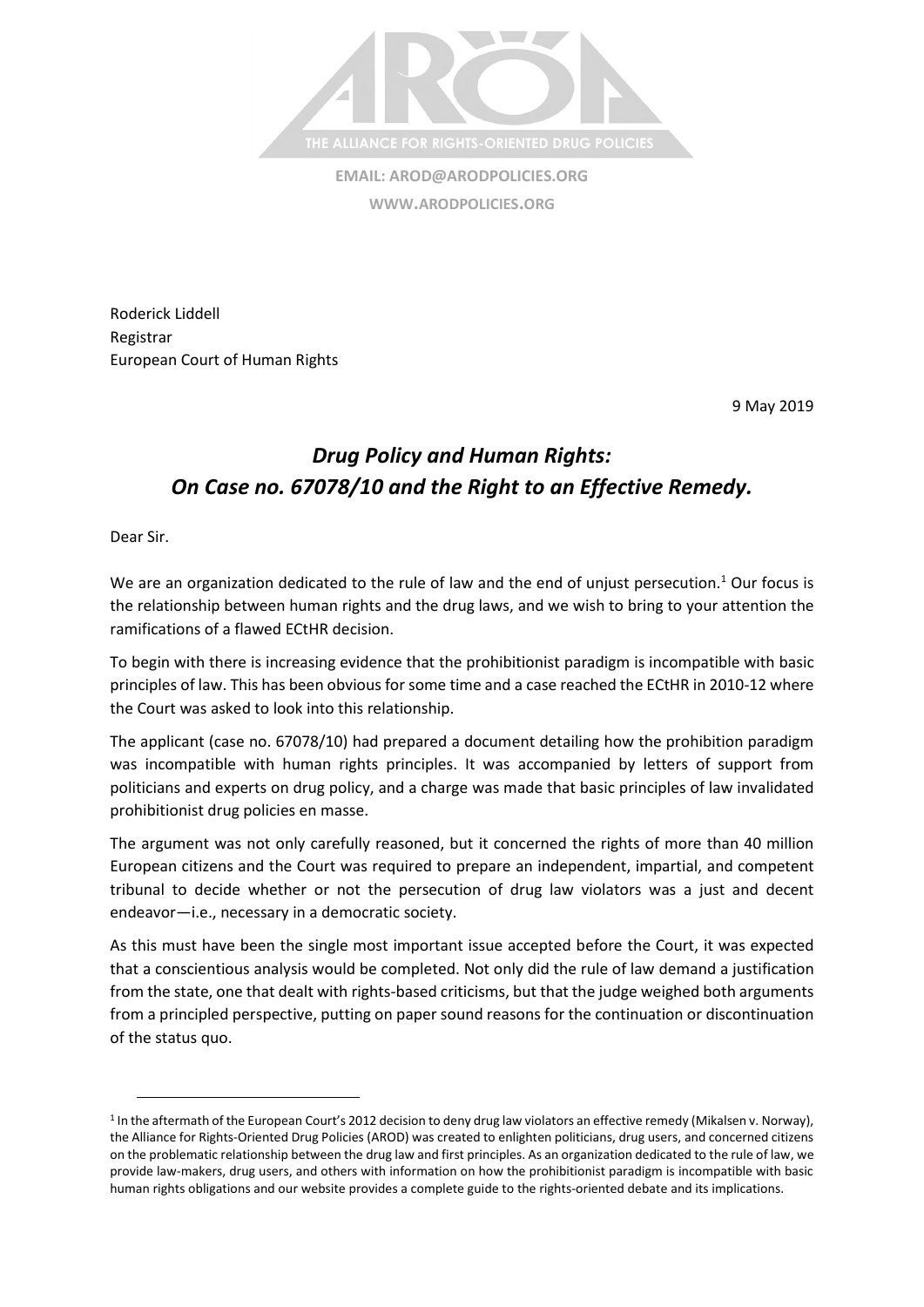THE ALLIANCE FOR RIGHTS-ORIENTED DRUG POLICIES

**EMAIL: AROD@ARODPOLICIES.ORG**
**WWW.ARODPOLICIES.ORG**

Roderick Liddell
Registrar
European Court of Human Rights

9 May 2019

# *Drug Policy and Human Rights: On Case no. 67078/10 and the Right to an Effective Remedy.*

Dear Sir.

We are an organization dedicated to the rule of law and the end of unjust persecution.[1] Our focus is the relationship between human rights and the drug laws, and we wish to bring to your attention the ramifications of a flawed ECtHR decision.

To begin with there is increasing evidence that the prohibitionist paradigm is incompatible with basic principles of law. This has been obvious for some time and a case reached the ECtHR in 2010-12 where the Court was asked to look into this relationship.

The applicant (case no. 67078/10) had prepared a document detailing how the prohibition paradigm was incompatible with human rights principles. It was accompanied by letters of support from politicians and experts on drug policy, and a charge was made that basic principles of law invalidated prohibitionist drug policies en masse.

The argument was not only carefully reasoned, but it concerned the rights of more than 40 million European citizens and the Court was required to prepare an independent, impartial, and competent tribunal to decide whether or not the persecution of drug law violators was a just and decent endeavor—i.e., necessary in a democratic society.

As this must have been the single most important issue accepted before the Court, it was expected that a conscientious analysis would be completed. Not only did the rule of law demand a justification from the state, one that dealt with rights-based criticisms, but that the judge weighed both arguments from a principled perspective, putting on paper sound reasons for the continuation or discontinuation of the status quo.

[1] In the aftermath of the European Court's 2012 decision to deny drug law violators an effective remedy (Mikalsen v. Norway), the Alliance for Rights-Oriented Drug Policies (AROD) was created to enlighten politicians, drug users, and concerned citizens on the problematic relationship between the drug law and first principles. As an organization dedicated to the rule of law, we provide law-makers, drug users, and others with information on how the prohibitionist paradigm is incompatible with basic human rights obligations and our website provides a complete guide to the rights-oriented debate and its implications.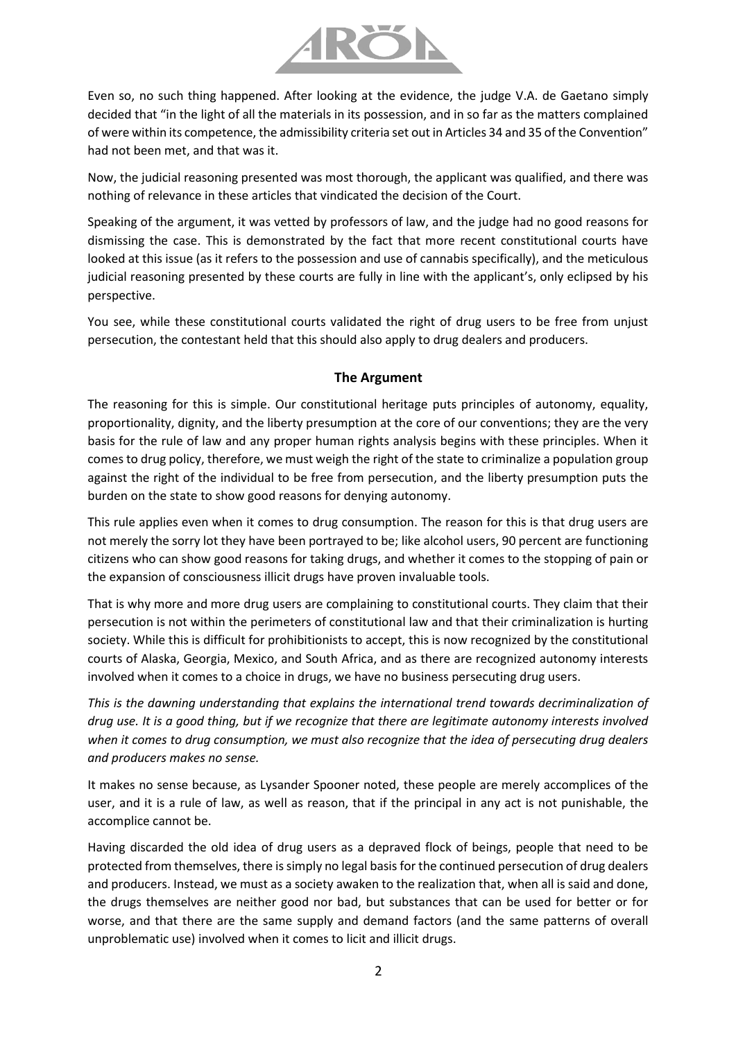Even so, no such thing happened. After looking at the evidence, the judge V.A. de Gaetano simply decided that "in the light of all the materials in its possession, and in so far as the matters complained of were within its competence, the admissibility criteria set out in Articles 34 and 35 of the Convention" had not been met, and that was it.

Now, the judicial reasoning presented was most thorough, the applicant was qualified, and there was nothing of relevance in these articles that vindicated the decision of the Court.

Speaking of the argument, it was vetted by professors of law, and the judge had no good reasons for dismissing the case. This is demonstrated by the fact that more recent constitutional courts have looked at this issue (as it refers to the possession and use of cannabis specifically), and the meticulous judicial reasoning presented by these courts are fully in line with the applicant's, only eclipsed by his perspective.

You see, while these constitutional courts validated the right of drug users to be free from unjust persecution, the contestant held that this should also apply to drug dealers and producers.

## The Argument

The reasoning for this is simple. Our constitutional heritage puts principles of autonomy, equality, proportionality, dignity, and the liberty presumption at the core of our conventions; they are the very basis for the rule of law and any proper human rights analysis begins with these principles. When it comes to drug policy, therefore, we must weigh the right of the state to criminalize a population group against the right of the individual to be free from persecution, and the liberty presumption puts the burden on the state to show good reasons for denying autonomy.

This rule applies even when it comes to drug consumption. The reason for this is that drug users are not merely the sorry lot they have been portrayed to be; like alcohol users, 90 percent are functioning citizens who can show good reasons for taking drugs, and whether it comes to the stopping of pain or the expansion of consciousness illicit drugs have proven invaluable tools.

That is why more and more drug users are complaining to constitutional courts. They claim that their persecution is not within the perimeters of constitutional law and that their criminalization is hurting society. While this is difficult for prohibitionists to accept, this is now recognized by the constitutional courts of Alaska, Georgia, Mexico, and South Africa, and as there are recognized autonomy interests involved when it comes to a choice in drugs, we have no business persecuting drug users.

*This is the dawning understanding that explains the international trend towards decriminalization of drug use. It is a good thing, but if we recognize that there are legitimate autonomy interests involved when it comes to drug consumption, we must also recognize that the idea of persecuting drug dealers and producers makes no sense.*

It makes no sense because, as Lysander Spooner noted, these people are merely accomplices of the user, and it is a rule of law, as well as reason, that if the principal in any act is not punishable, the accomplice cannot be.

Having discarded the old idea of drug users as a depraved flock of beings, people that need to be protected from themselves, there is simply no legal basis for the continued persecution of drug dealers and producers. Instead, we must as a society awaken to the realization that, when all is said and done, the drugs themselves are neither good nor bad, but substances that can be used for better or for worse, and that there are the same supply and demand factors (and the same patterns of overall unproblematic use) involved when it comes to licit and illicit drugs.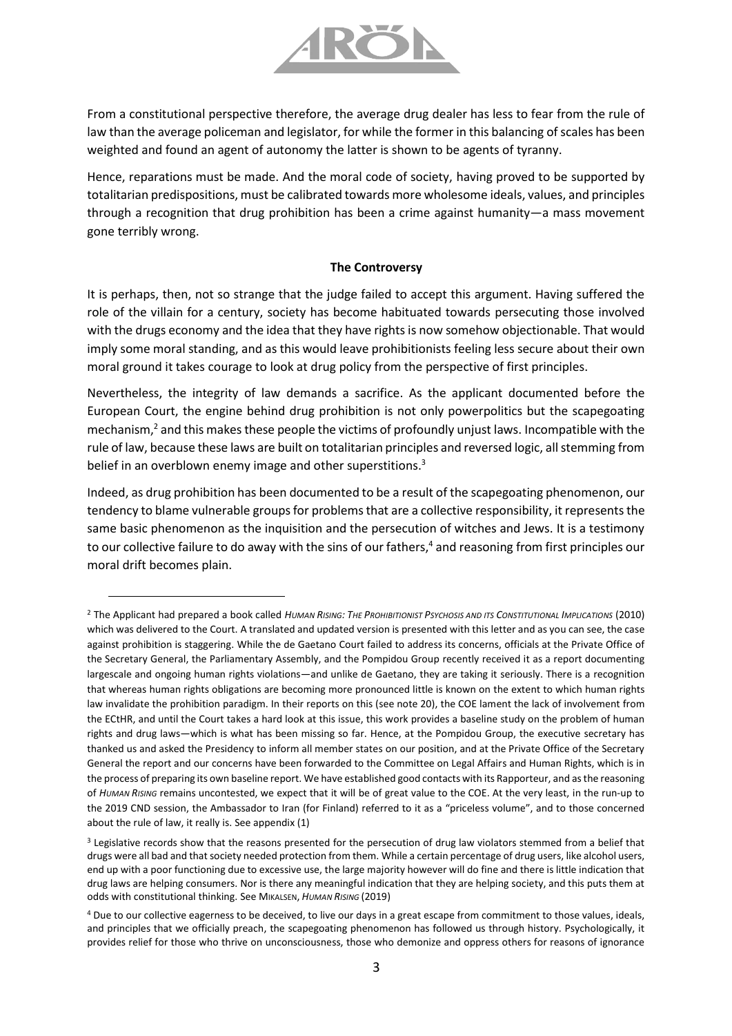From a constitutional perspective therefore, the average drug dealer has less to fear from the rule of law than the average policeman and legislator, for while the former in this balancing of scales has been weighted and found an agent of autonomy the latter is shown to be agents of tyranny.

Hence, reparations must be made. And the moral code of society, having proved to be supported by totalitarian predispositions, must be calibrated towards more wholesome ideals, values, and principles through a recognition that drug prohibition has been a crime against humanity—a mass movement gone terribly wrong.

**The Controversy**

It is perhaps, then, not so strange that the judge failed to accept this argument. Having suffered the role of the villain for a century, society has become habituated towards persecuting those involved with the drugs economy and the idea that they have rights is now somehow objectionable. That would imply some moral standing, and as this would leave prohibitionists feeling less secure about their own moral ground it takes courage to look at drug policy from the perspective of first principles.

Nevertheless, the integrity of law demands a sacrifice. As the applicant documented before the European Court, the engine behind drug prohibition is not only powerpolitics but the scapegoating mechanism,[2] and this makes these people the victims of profoundly unjust laws. Incompatible with the rule of law, because these laws are built on totalitarian principles and reversed logic, all stemming from belief in an overblown enemy image and other superstitions.[3]

Indeed, as drug prohibition has been documented to be a result of the scapegoating phenomenon, our tendency to blame vulnerable groups for problems that are a collective responsibility, it represents the same basic phenomenon as the inquisition and the persecution of witches and Jews. It is a testimony to our collective failure to do away with the sins of our fathers,[4] and reasoning from first principles our moral drift becomes plain.

---

[2] The Applicant had prepared a book called *Human Rising: The Prohibitionist Psychosis and its Constitutional Implications* (2010) which was delivered to the Court. A translated and updated version is presented with this letter and as you can see, the case against prohibition is staggering. While the de Gaetano Court failed to address its concerns, officials at the Private Office of the Secretary General, the Parliamentary Assembly, and the Pompidou Group recently received it as a report documenting largescale and ongoing human rights violations—and unlike de Gaetano, they are taking it seriously. There is a recognition that whereas human rights obligations are becoming more pronounced little is known on the extent to which human rights law invalidate the prohibition paradigm. In their reports on this (see note 20), the COE lament the lack of involvement from the ECtHR, and until the Court takes a hard look at this issue, this work provides a baseline study on the problem of human rights and drug laws—which is what has been missing so far. Hence, at the Pompidou Group, the executive secretary has thanked us and asked the Presidency to inform all member states on our position, and at the Private Office of the Secretary General the report and our concerns have been forwarded to the Committee on Legal Affairs and Human Rights, which is in the process of preparing its own baseline report. We have established good contacts with its Rapporteur, and as the reasoning of *Human Rising* remains uncontested, we expect that it will be of great value to the COE. At the very least, in the run-up to the 2019 CND session, the Ambassador to Iran (for Finland) referred to it as a "priceless volume", and to those concerned about the rule of law, it really is. See appendix (1)

[3] Legislative records show that the reasons presented for the persecution of drug law violators stemmed from a belief that drugs were all bad and that society needed protection from them. While a certain percentage of drug users, like alcohol users, end up with a poor functioning due to excessive use, the large majority however will do fine and there is little indication that drug laws are helping consumers. Nor is there any meaningful indication that they are helping society, and this puts them at odds with constitutional thinking. See Mikalsen, *Human Rising* (2019)

[4] Due to our collective eagerness to be deceived, to live our days in a great escape from commitment to those values, ideals, and principles that we officially preach, the scapegoating phenomenon has followed us through history. Psychologically, it provides relief for those who thrive on unconsciousness, those who demonize and oppress others for reasons of ignorance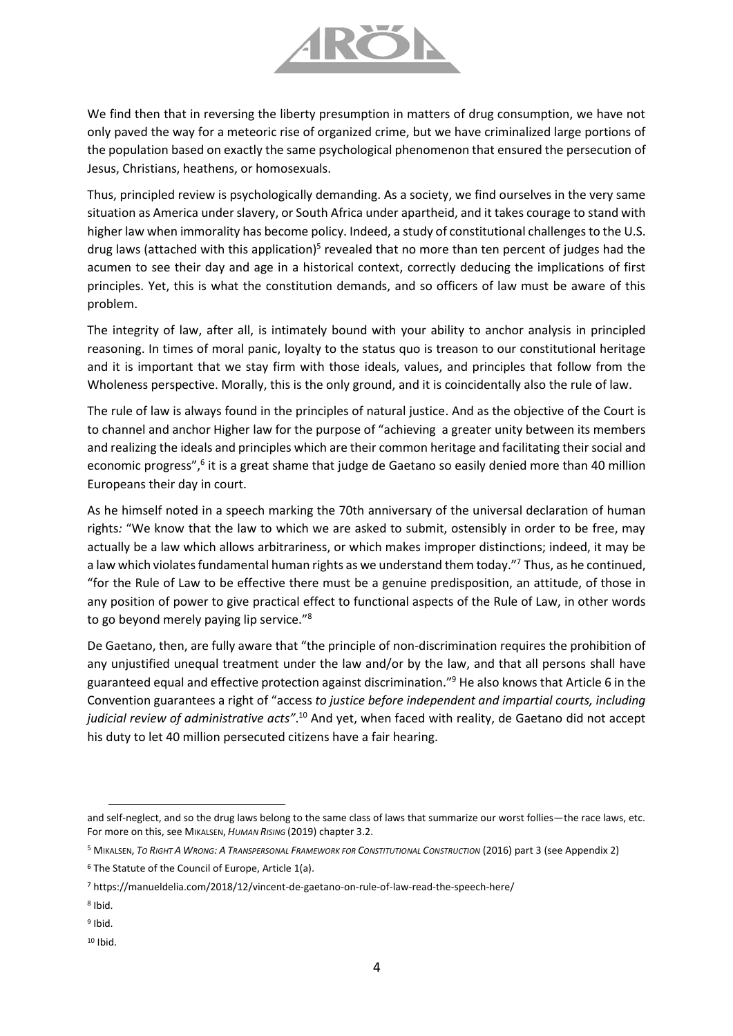We find then that in reversing the liberty presumption in matters of drug consumption, we have not only paved the way for a meteoric rise of organized crime, but we have criminalized large portions of the population based on exactly the same psychological phenomenon that ensured the persecution of Jesus, Christians, heathens, or homosexuals.

Thus, principled review is psychologically demanding. As a society, we find ourselves in the very same situation as America under slavery, or South Africa under apartheid, and it takes courage to stand with higher law when immorality has become policy. Indeed, a study of constitutional challenges to the U.S. drug laws (attached with this application)[5] revealed that no more than ten percent of judges had the acumen to see their day and age in a historical context, correctly deducing the implications of first principles. Yet, this is what the constitution demands, and so officers of law must be aware of this problem.

The integrity of law, after all, is intimately bound with your ability to anchor analysis in principled reasoning. In times of moral panic, loyalty to the status quo is treason to our constitutional heritage and it is important that we stay firm with those ideals, values, and principles that follow from the Wholeness perspective. Morally, this is the only ground, and it is coincidentally also the rule of law.

The rule of law is always found in the principles of natural justice. And as the objective of the Court is to channel and anchor Higher law for the purpose of "achieving a greater unity between its members and realizing the ideals and principles which are their common heritage and facilitating their social and economic progress",[6] it is a great shame that judge de Gaetano so easily denied more than 40 million Europeans their day in court.

As he himself noted in a speech marking the 70th anniversary of the universal declaration of human rights*:* "We know that the law to which we are asked to submit, ostensibly in order to be free, may actually be a law which allows arbitrariness, or which makes improper distinctions; indeed, it may be a law which violates fundamental human rights as we understand them today."[7] Thus, as he continued, "for the Rule of Law to be effective there must be a genuine predisposition, an attitude, of those in any position of power to give practical effect to functional aspects of the Rule of Law, in other words to go beyond merely paying lip service."[8]

De Gaetano, then, are fully aware that "the principle of non-discrimination requires the prohibition of any unjustified unequal treatment under the law and/or by the law, and that all persons shall have guaranteed equal and effective protection against discrimination."[9] He also knows that Article 6 in the Convention guarantees a right of "access *to justice before independent and impartial courts, including judicial review of administrative acts"*.[10] And yet, when faced with reality, de Gaetano did not accept his duty to let 40 million persecuted citizens have a fair hearing.

---

and self-neglect, and so the drug laws belong to the same class of laws that summarize our worst follies—the race laws, etc. For more on this, see MIKALSEN, *HUMAN RISING* (2019) chapter 3.2.

[5] MIKALSEN, *TO RIGHT A WRONG: A TRANSPERSONAL FRAMEWORK FOR CONSTITUTIONAL CONSTRUCTION* (2016) part 3 (see Appendix 2)

[6] The Statute of the Council of Europe, Article 1(a).

[7] https://manueldelia.com/2018/12/vincent-de-gaetano-on-rule-of-law-read-the-speech-here/

[8] Ibid.

[9] Ibid.

[10] Ibid.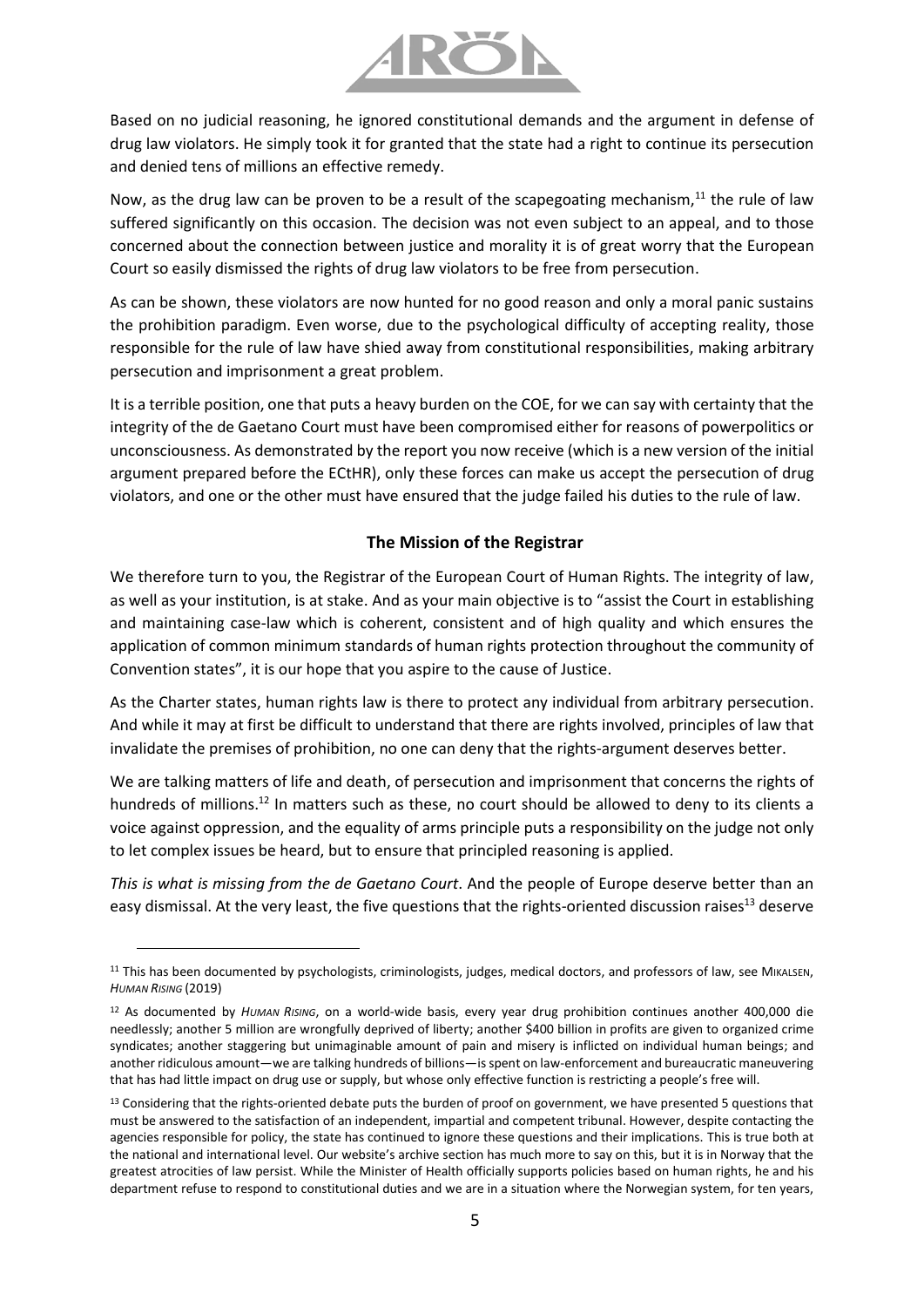Based on no judicial reasoning, he ignored constitutional demands and the argument in defense of drug law violators. He simply took it for granted that the state had a right to continue its persecution and denied tens of millions an effective remedy.

Now, as the drug law can be proven to be a result of the scapegoating mechanism,[11] the rule of law suffered significantly on this occasion. The decision was not even subject to an appeal, and to those concerned about the connection between justice and morality it is of great worry that the European Court so easily dismissed the rights of drug law violators to be free from persecution.

As can be shown, these violators are now hunted for no good reason and only a moral panic sustains the prohibition paradigm. Even worse, due to the psychological difficulty of accepting reality, those responsible for the rule of law have shied away from constitutional responsibilities, making arbitrary persecution and imprisonment a great problem.

It is a terrible position, one that puts a heavy burden on the COE, for we can say with certainty that the integrity of the de Gaetano Court must have been compromised either for reasons of powerpolitics or unconsciousness. As demonstrated by the report you now receive (which is a new version of the initial argument prepared before the ECtHR), only these forces can make us accept the persecution of drug violators, and one or the other must have ensured that the judge failed his duties to the rule of law.

## The Mission of the Registrar

We therefore turn to you, the Registrar of the European Court of Human Rights. The integrity of law, as well as your institution, is at stake. And as your main objective is to "assist the Court in establishing and maintaining case-law which is coherent, consistent and of high quality and which ensures the application of common minimum standards of human rights protection throughout the community of Convention states", it is our hope that you aspire to the cause of Justice.

As the Charter states, human rights law is there to protect any individual from arbitrary persecution. And while it may at first be difficult to understand that there are rights involved, principles of law that invalidate the premises of prohibition, no one can deny that the rights-argument deserves better.

We are talking matters of life and death, of persecution and imprisonment that concerns the rights of hundreds of millions.[12] In matters such as these, no court should be allowed to deny to its clients a voice against oppression, and the equality of arms principle puts a responsibility on the judge not only to let complex issues be heard, but to ensure that principled reasoning is applied.

*This is what is missing from the de Gaetano Court*. And the people of Europe deserve better than an easy dismissal. At the very least, the five questions that the rights-oriented discussion raises[13] deserve

---

[11] This has been documented by psychologists, criminologists, judges, medical doctors, and professors of law, see MIKALSEN, *HUMAN RISING* (2019)

[12] As documented by *HUMAN RISING*, on a world-wide basis, every year drug prohibition continues another 400,000 die needlessly; another 5 million are wrongfully deprived of liberty; another $400 billion in profits are given to organized crime syndicates; another staggering but unimaginable amount of pain and misery is inflicted on individual human beings; and another ridiculous amount—we are talking hundreds of billions—is spent on law-enforcement and bureaucratic maneuvering that has had little impact on drug use or supply, but whose only effective function is restricting a people's free will.

[13] Considering that the rights-oriented debate puts the burden of proof on government, we have presented 5 questions that must be answered to the satisfaction of an independent, impartial and competent tribunal. However, despite contacting the agencies responsible for policy, the state has continued to ignore these questions and their implications. This is true both at the national and international level. Our website's archive section has much more to say on this, but it is in Norway that the greatest atrocities of law persist. While the Minister of Health officially supports policies based on human rights, he and his department refuse to respond to constitutional duties and we are in a situation where the Norwegian system, for ten years,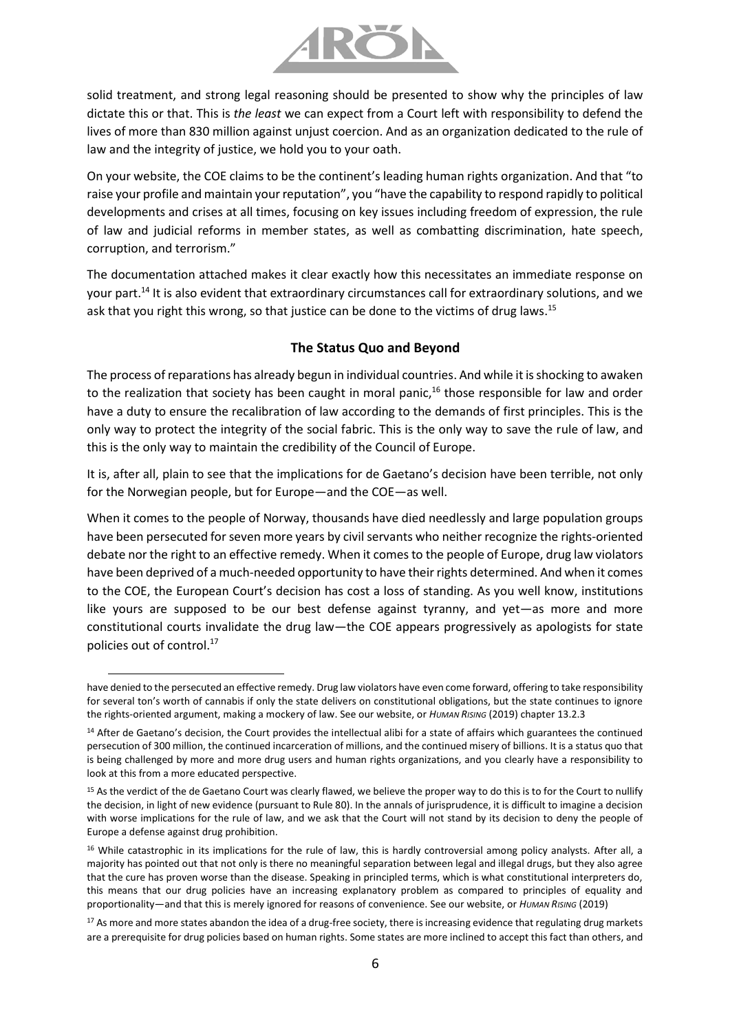solid treatment, and strong legal reasoning should be presented to show why the principles of law dictate this or that. This is *the least* we can expect from a Court left with responsibility to defend the lives of more than 830 million against unjust coercion. And as an organization dedicated to the rule of law and the integrity of justice, we hold you to your oath.

On your website, the COE claims to be the continent's leading human rights organization. And that "to raise your profile and maintain your reputation", you "have the capability to respond rapidly to political developments and crises at all times, focusing on key issues including freedom of expression, the rule of law and judicial reforms in member states, as well as combatting discrimination, hate speech, corruption, and terrorism."

The documentation attached makes it clear exactly how this necessitates an immediate response on your part.[14] It is also evident that extraordinary circumstances call for extraordinary solutions, and we ask that you right this wrong, so that justice can be done to the victims of drug laws.[15]

## The Status Quo and Beyond

The process of reparations has already begun in individual countries. And while it is shocking to awaken to the realization that society has been caught in moral panic,[16] those responsible for law and order have a duty to ensure the recalibration of law according to the demands of first principles. This is the only way to protect the integrity of the social fabric. This is the only way to save the rule of law, and this is the only way to maintain the credibility of the Council of Europe.

It is, after all, plain to see that the implications for de Gaetano's decision have been terrible, not only for the Norwegian people, but for Europe—and the COE—as well.

When it comes to the people of Norway, thousands have died needlessly and large population groups have been persecuted for seven more years by civil servants who neither recognize the rights-oriented debate nor the right to an effective remedy. When it comes to the people of Europe, drug law violators have been deprived of a much-needed opportunity to have their rights determined. And when it comes to the COE, the European Court's decision has cost a loss of standing. As you well know, institutions like yours are supposed to be our best defense against tyranny, and yet—as more and more constitutional courts invalidate the drug law—the COE appears progressively as apologists for state policies out of control.[17]

---

have denied to the persecuted an effective remedy. Drug law violators have even come forward, offering to take responsibility for several ton's worth of cannabis if only the state delivers on constitutional obligations, but the state continues to ignore the rights-oriented argument, making a mockery of law. See our website, or *Human Rising* (2019) chapter 13.2.3

[14] After de Gaetano's decision, the Court provides the intellectual alibi for a state of affairs which guarantees the continued persecution of 300 million, the continued incarceration of millions, and the continued misery of billions. It is a status quo that is being challenged by more and more drug users and human rights organizations, and you clearly have a responsibility to look at this from a more educated perspective.

[15] As the verdict of the de Gaetano Court was clearly flawed, we believe the proper way to do this is to for the Court to nullify the decision, in light of new evidence (pursuant to Rule 80). In the annals of jurisprudence, it is difficult to imagine a decision with worse implications for the rule of law, and we ask that the Court will not stand by its decision to deny the people of Europe a defense against drug prohibition.

[16] While catastrophic in its implications for the rule of law, this is hardly controversial among policy analysts. After all, a majority has pointed out that not only is there no meaningful separation between legal and illegal drugs, but they also agree that the cure has proven worse than the disease. Speaking in principled terms, which is what constitutional interpreters do, this means that our drug policies have an increasing explanatory problem as compared to principles of equality and proportionality—and that this is merely ignored for reasons of convenience. See our website, or *Human Rising* (2019)

[17] As more and more states abandon the idea of a drug-free society, there is increasing evidence that regulating drug markets are a prerequisite for drug policies based on human rights. Some states are more inclined to accept this fact than others, and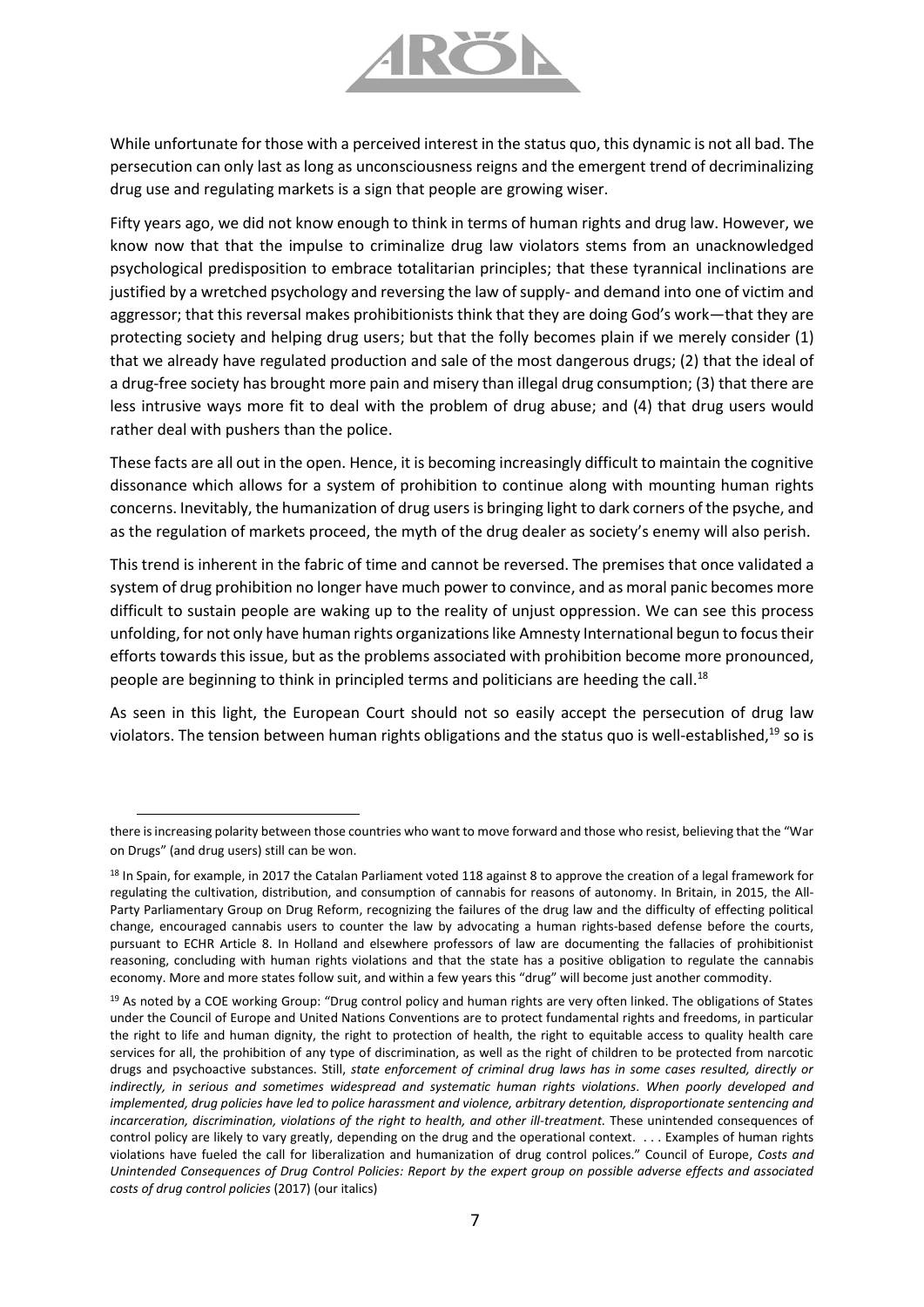While unfortunate for those with a perceived interest in the status quo, this dynamic is not all bad. The persecution can only last as long as unconsciousness reigns and the emergent trend of decriminalizing drug use and regulating markets is a sign that people are growing wiser.

Fifty years ago, we did not know enough to think in terms of human rights and drug law. However, we know now that that the impulse to criminalize drug law violators stems from an unacknowledged psychological predisposition to embrace totalitarian principles; that these tyrannical inclinations are justified by a wretched psychology and reversing the law of supply- and demand into one of victim and aggressor; that this reversal makes prohibitionists think that they are doing God's work—that they are protecting society and helping drug users; but that the folly becomes plain if we merely consider (1) that we already have regulated production and sale of the most dangerous drugs; (2) that the ideal of a drug-free society has brought more pain and misery than illegal drug consumption; (3) that there are less intrusive ways more fit to deal with the problem of drug abuse; and (4) that drug users would rather deal with pushers than the police.

These facts are all out in the open. Hence, it is becoming increasingly difficult to maintain the cognitive dissonance which allows for a system of prohibition to continue along with mounting human rights concerns. Inevitably, the humanization of drug users is bringing light to dark corners of the psyche, and as the regulation of markets proceed, the myth of the drug dealer as society's enemy will also perish.

This trend is inherent in the fabric of time and cannot be reversed. The premises that once validated a system of drug prohibition no longer have much power to convince, and as moral panic becomes more difficult to sustain people are waking up to the reality of unjust oppression. We can see this process unfolding, for not only have human rights organizations like Amnesty International begun to focus their efforts towards this issue, but as the problems associated with prohibition become more pronounced, people are beginning to think in principled terms and politicians are heeding the call.[18]

As seen in this light, the European Court should not so easily accept the persecution of drug law violators. The tension between human rights obligations and the status quo is well-established,[19] so is

---

there is increasing polarity between those countries who want to move forward and those who resist, believing that the "War on Drugs" (and drug users) still can be won.

[18] In Spain, for example, in 2017 the Catalan Parliament voted 118 against 8 to approve the creation of a legal framework for regulating the cultivation, distribution, and consumption of cannabis for reasons of autonomy. In Britain, in 2015, the All-Party Parliamentary Group on Drug Reform, recognizing the failures of the drug law and the difficulty of effecting political change, encouraged cannabis users to counter the law by advocating a human rights-based defense before the courts, pursuant to ECHR Article 8. In Holland and elsewhere professors of law are documenting the fallacies of prohibitionist reasoning, concluding with human rights violations and that the state has a positive obligation to regulate the cannabis economy. More and more states follow suit, and within a few years this "drug" will become just another commodity.

[19] As noted by a COE working Group: "Drug control policy and human rights are very often linked. The obligations of States under the Council of Europe and United Nations Conventions are to protect fundamental rights and freedoms, in particular the right to life and human dignity, the right to protection of health, the right to equitable access to quality health care services for all, the prohibition of any type of discrimination, as well as the right of children to be protected from narcotic drugs and psychoactive substances. Still, *state enforcement of criminal drug laws has in some cases resulted, directly or indirectly, in serious and sometimes widespread and systematic human rights violations*. *When poorly developed and implemented, drug policies have led to police harassment and violence, arbitrary detention, disproportionate sentencing and incarceration, discrimination, violations of the right to health, and other ill-treatment.* These unintended consequences of control policy are likely to vary greatly, depending on the drug and the operational context. . . . Examples of human rights violations have fueled the call for liberalization and humanization of drug control polices." Council of Europe, *Costs and Unintended Consequences of Drug Control Policies: Report by the expert group on possible adverse effects and associated costs of drug control policies* (2017) (our italics)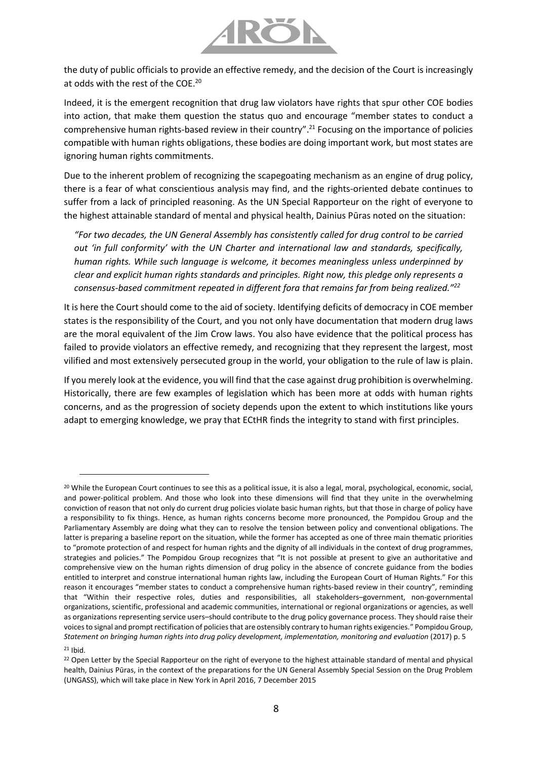the duty of public officials to provide an effective remedy, and the decision of the Court is increasingly at odds with the rest of the COE.[20]

Indeed, it is the emergent recognition that drug law violators have rights that spur other COE bodies into action, that make them question the status quo and encourage "member states to conduct a comprehensive human rights-based review in their country".[21] Focusing on the importance of policies compatible with human rights obligations, these bodies are doing important work, but most states are ignoring human rights commitments.

Due to the inherent problem of recognizing the scapegoating mechanism as an engine of drug policy, there is a fear of what conscientious analysis may find, and the rights-oriented debate continues to suffer from a lack of principled reasoning. As the UN Special Rapporteur on the right of everyone to the highest attainable standard of mental and physical health, Dainius Pūras noted on the situation:

> *"For two decades, the UN General Assembly has consistently called for drug control to be carried out 'in full conformity' with the UN Charter and international law and standards, specifically, human rights. While such language is welcome, it becomes meaningless unless underpinned by clear and explicit human rights standards and principles. Right now, this pledge only represents a consensus-based commitment repeated in different fora that remains far from being realized."*[22]

It is here the Court should come to the aid of society. Identifying deficits of democracy in COE member states is the responsibility of the Court, and you not only have documentation that modern drug laws are the moral equivalent of the Jim Crow laws. You also have evidence that the political process has failed to provide violators an effective remedy, and recognizing that they represent the largest, most vilified and most extensively persecuted group in the world, your obligation to the rule of law is plain.

If you merely look at the evidence, you will find that the case against drug prohibition is overwhelming. Historically, there are few examples of legislation which has been more at odds with human rights concerns, and as the progression of society depends upon the extent to which institutions like yours adapt to emerging knowledge, we pray that ECtHR finds the integrity to stand with first principles.

---

[20] While the European Court continues to see this as a political issue, it is also a legal, moral, psychological, economic, social, and power-political problem. And those who look into these dimensions will find that they unite in the overwhelming conviction of reason that not only do current drug policies violate basic human rights, but that those in charge of policy have a responsibility to fix things. Hence, as human rights concerns become more pronounced, the Pompidou Group and the Parliamentary Assembly are doing what they can to resolve the tension between policy and conventional obligations. The latter is preparing a baseline report on the situation, while the former has accepted as one of three main thematic priorities to "promote protection of and respect for human rights and the dignity of all individuals in the context of drug programmes, strategies and policies." The Pompidou Group recognizes that "It is not possible at present to give an authoritative and comprehensive view on the human rights dimension of drug policy in the absence of concrete guidance from the bodies entitled to interpret and construe international human rights law, including the European Court of Human Rights." For this reason it encourages "member states to conduct a comprehensive human rights-based review in their country", reminding that "Within their respective roles, duties and responsibilities, all stakeholders–government, non-governmental organizations, scientific, professional and academic communities, international or regional organizations or agencies, as well as organizations representing service users–should contribute to the drug policy governance process. They should raise their voices to signal and prompt rectification of policies that are ostensibly contrary to human rights exigencies." Pompidou Group, *Statement on bringing human rights into drug policy development, implementation, monitoring and evaluation* (2017) p. 5

[21] Ibid.

[22] Open Letter by the Special Rapporteur on the right of everyone to the highest attainable standard of mental and physical health, Dainius Pūras, in the context of the preparations for the UN General Assembly Special Session on the Drug Problem (UNGASS), which will take place in New York in April 2016, 7 December 2015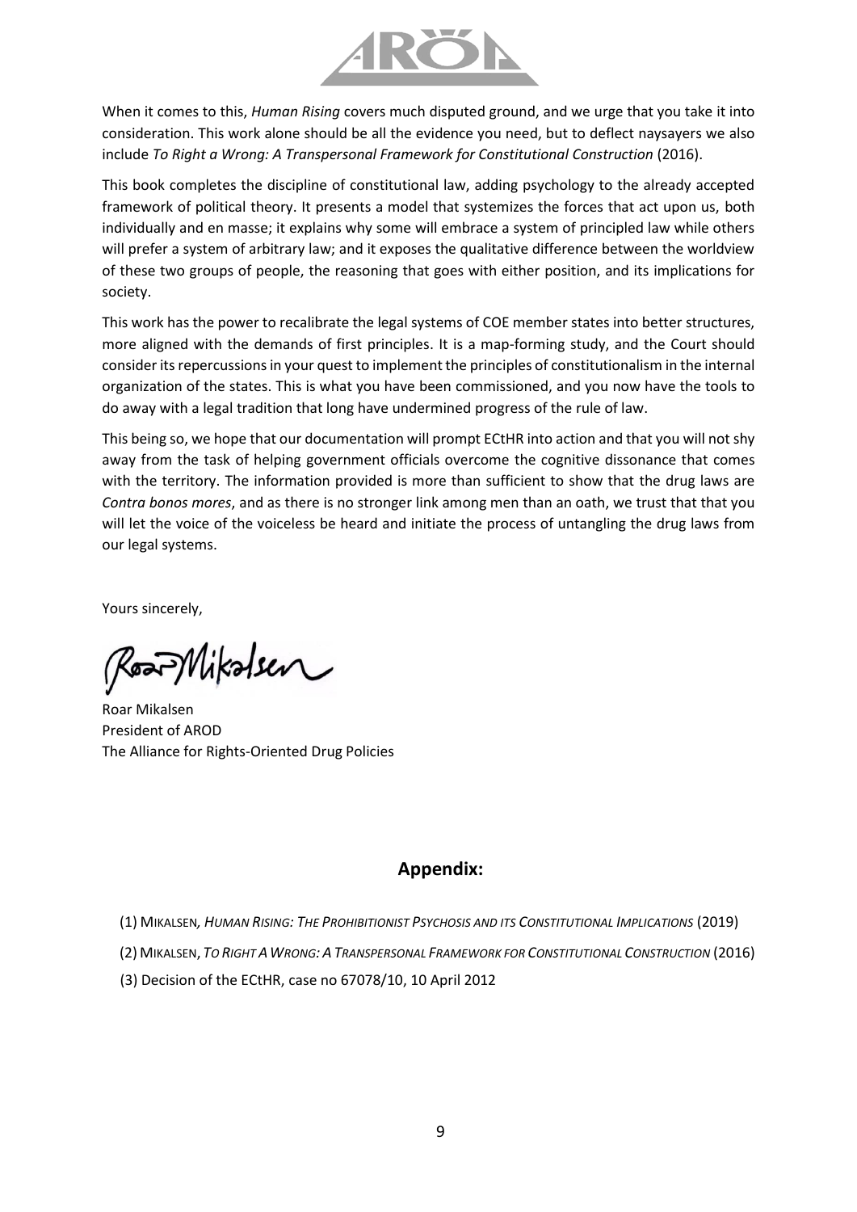When it comes to this, *Human Rising* covers much disputed ground, and we urge that you take it into consideration. This work alone should be all the evidence you need, but to deflect naysayers we also include *To Right a Wrong: A Transpersonal Framework for Constitutional Construction* (2016).

This book completes the discipline of constitutional law, adding psychology to the already accepted framework of political theory. It presents a model that systemizes the forces that act upon us, both individually and en masse; it explains why some will embrace a system of principled law while others will prefer a system of arbitrary law; and it exposes the qualitative difference between the worldview of these two groups of people, the reasoning that goes with either position, and its implications for society.

This work has the power to recalibrate the legal systems of COE member states into better structures, more aligned with the demands of first principles. It is a map-forming study, and the Court should consider its repercussions in your quest to implement the principles of constitutionalism in the internal organization of the states. This is what you have been commissioned, and you now have the tools to do away with a legal tradition that long have undermined progress of the rule of law.

This being so, we hope that our documentation will prompt ECtHR into action and that you will not shy away from the task of helping government officials overcome the cognitive dissonance that comes with the territory. The information provided is more than sufficient to show that the drug laws are *Contra bonos mores*, and as there is no stronger link among men than an oath, we trust that that you will let the voice of the voiceless be heard and initiate the process of untangling the drug laws from our legal systems.

Yours sincerely,

Roar Mikalsen
President of AROD
The Alliance for Rights-Oriented Drug Policies

## Appendix:

(1) MIKALSEN*, HUMAN RISING: THE PROHIBITIONIST PSYCHOSIS AND ITS CONSTITUTIONAL IMPLICATIONS* (2019)

(2) MIKALSEN, *TO RIGHT A WRONG: A TRANSPERSONAL FRAMEWORK FOR CONSTITUTIONAL CONSTRUCTION* (2016)

(3) Decision of the ECtHR, case no 67078/10, 10 April 2012